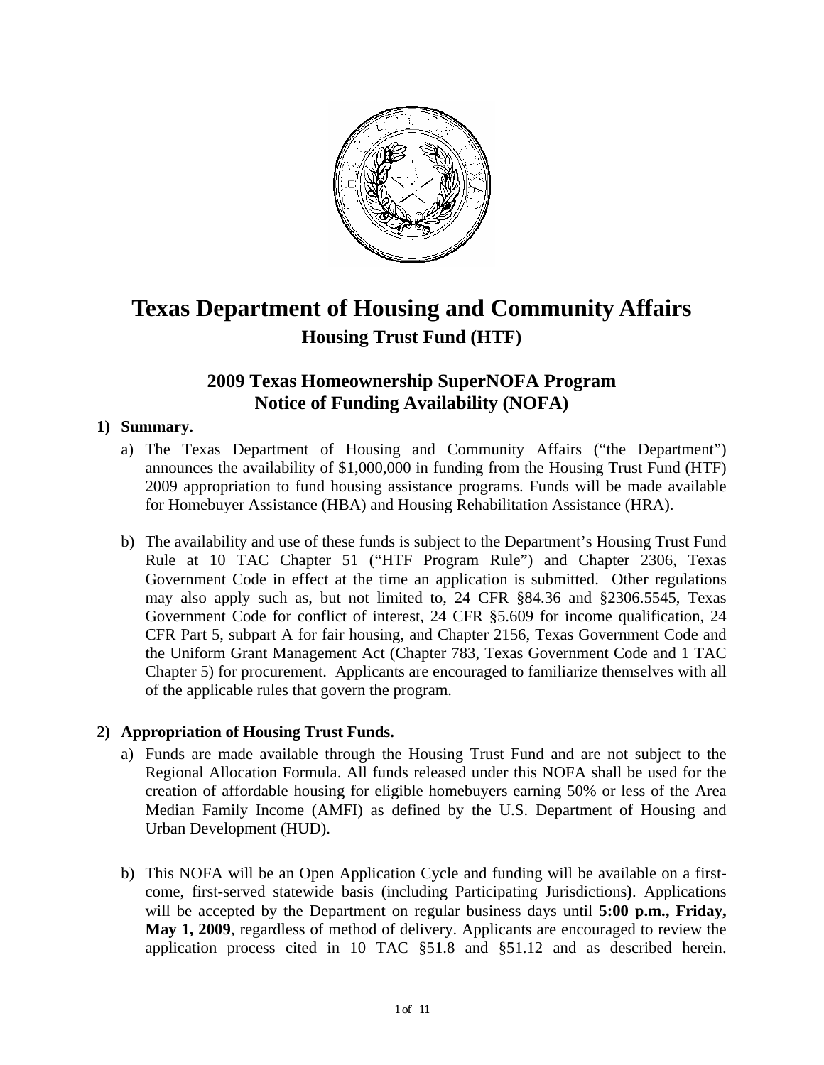# Texas Department of Housing and Community Affairs

## Housing Trust Fund (HTF)

## 2009 Texas Homeownership SuperNOFA Program
## Notice of Funding Availability (NOFA)

**1) Summary.**

a) The Texas Department of Housing and Community Affairs ("the Department") announces the availability of $1,000,000 in funding from the Housing Trust Fund (HTF) 2009 appropriation to fund housing assistance programs. Funds will be made available for Homebuyer Assistance (HBA) and Housing Rehabilitation Assistance (HRA).

b) The availability and use of these funds is subject to the Department's Housing Trust Fund Rule at 10 TAC Chapter 51 ("HTF Program Rule") and Chapter 2306, Texas Government Code in effect at the time an application is submitted. Other regulations may also apply such as, but not limited to, 24 CFR §84.36 and §2306.5545, Texas Government Code for conflict of interest, 24 CFR §5.609 for income qualification, 24 CFR Part 5, subpart A for fair housing, and Chapter 2156, Texas Government Code and the Uniform Grant Management Act (Chapter 783, Texas Government Code and 1 TAC Chapter 5) for procurement. Applicants are encouraged to familiarize themselves with all of the applicable rules that govern the program.

**2) Appropriation of Housing Trust Funds.**

a) Funds are made available through the Housing Trust Fund and are not subject to the Regional Allocation Formula. All funds released under this NOFA shall be used for the creation of affordable housing for eligible homebuyers earning 50% or less of the Area Median Family Income (AMFI) as defined by the U.S. Department of Housing and Urban Development (HUD).

b) This NOFA will be an Open Application Cycle and funding will be available on a first-come, first-served statewide basis (including Participating Jurisdictions**)**. Applications will be accepted by the Department on regular business days until **5:00 p.m., Friday, May 1, 2009**, regardless of method of delivery. Applicants are encouraged to review the application process cited in 10 TAC §51.8 and §51.12 and as described herein.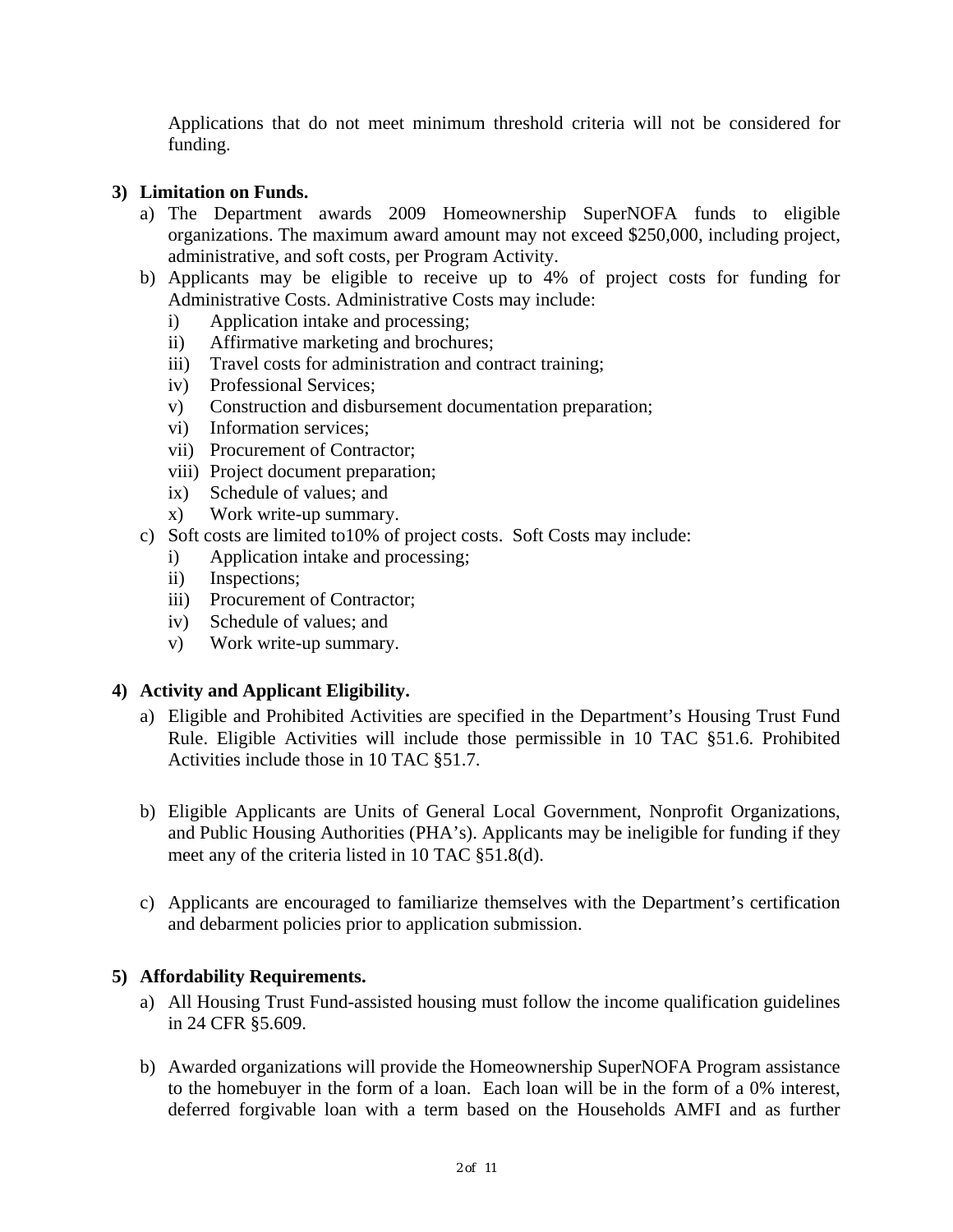Applications that do not meet minimum threshold criteria will not be considered for funding.

**3) Limitation on Funds.**

a) The Department awards 2009 Homeownership SuperNOFA funds to eligible organizations. The maximum award amount may not exceed $250,000, including project, administrative, and soft costs, per Program Activity.

b) Applicants may be eligible to receive up to 4% of project costs for funding for Administrative Costs. Administrative Costs may include:
   - i) Application intake and processing;
   - ii) Affirmative marketing and brochures;
   - iii) Travel costs for administration and contract training;
   - iv) Professional Services;
   - v) Construction and disbursement documentation preparation;
   - vi) Information services;
   - vii) Procurement of Contractor;
   - viii) Project document preparation;
   - ix) Schedule of values; and
   - x) Work write-up summary.

c) Soft costs are limited to10% of project costs. Soft Costs may include:
   - i) Application intake and processing;
   - ii) Inspections;
   - iii) Procurement of Contractor;
   - iv) Schedule of values; and
   - v) Work write-up summary.

**4) Activity and Applicant Eligibility.**

a) Eligible and Prohibited Activities are specified in the Department's Housing Trust Fund Rule. Eligible Activities will include those permissible in 10 TAC §51.6. Prohibited Activities include those in 10 TAC §51.7.

b) Eligible Applicants are Units of General Local Government, Nonprofit Organizations, and Public Housing Authorities (PHA's). Applicants may be ineligible for funding if they meet any of the criteria listed in 10 TAC §51.8(d).

c) Applicants are encouraged to familiarize themselves with the Department's certification and debarment policies prior to application submission.

**5) Affordability Requirements.**

a) All Housing Trust Fund-assisted housing must follow the income qualification guidelines in 24 CFR §5.609.

b) Awarded organizations will provide the Homeownership SuperNOFA Program assistance to the homebuyer in the form of a loan. Each loan will be in the form of a 0% interest, deferred forgivable loan with a term based on the Households AMFI and as further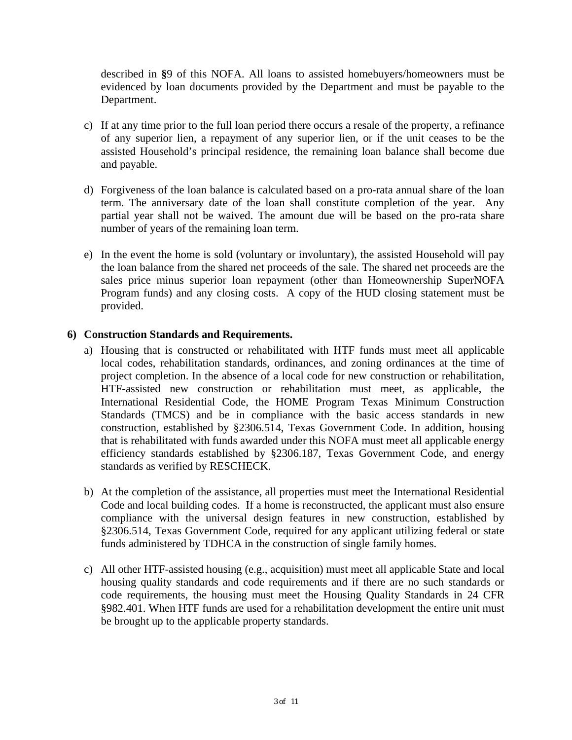described in §9 of this NOFA. All loans to assisted homebuyers/homeowners must be evidenced by loan documents provided by the Department and must be payable to the Department.

c) If at any time prior to the full loan period there occurs a resale of the property, a refinance of any superior lien, a repayment of any superior lien, or if the unit ceases to be the assisted Household's principal residence, the remaining loan balance shall become due and payable.

d) Forgiveness of the loan balance is calculated based on a pro-rata annual share of the loan term. The anniversary date of the loan shall constitute completion of the year. Any partial year shall not be waived. The amount due will be based on the pro-rata share number of years of the remaining loan term.

e) In the event the home is sold (voluntary or involuntary), the assisted Household will pay the loan balance from the shared net proceeds of the sale. The shared net proceeds are the sales price minus superior loan repayment (other than Homeownership SuperNOFA Program funds) and any closing costs. A copy of the HUD closing statement must be provided.

**6) Construction Standards and Requirements.**

a) Housing that is constructed or rehabilitated with HTF funds must meet all applicable local codes, rehabilitation standards, ordinances, and zoning ordinances at the time of project completion. In the absence of a local code for new construction or rehabilitation, HTF-assisted new construction or rehabilitation must meet, as applicable, the International Residential Code, the HOME Program Texas Minimum Construction Standards (TMCS) and be in compliance with the basic access standards in new construction, established by §2306.514, Texas Government Code. In addition, housing that is rehabilitated with funds awarded under this NOFA must meet all applicable energy efficiency standards established by §2306.187, Texas Government Code, and energy standards as verified by RESCHECK.

b) At the completion of the assistance, all properties must meet the International Residential Code and local building codes. If a home is reconstructed, the applicant must also ensure compliance with the universal design features in new construction, established by §2306.514, Texas Government Code, required for any applicant utilizing federal or state funds administered by TDHCA in the construction of single family homes.

c) All other HTF-assisted housing (e.g., acquisition) must meet all applicable State and local housing quality standards and code requirements and if there are no such standards or code requirements, the housing must meet the Housing Quality Standards in 24 CFR §982.401. When HTF funds are used for a rehabilitation development the entire unit must be brought up to the applicable property standards.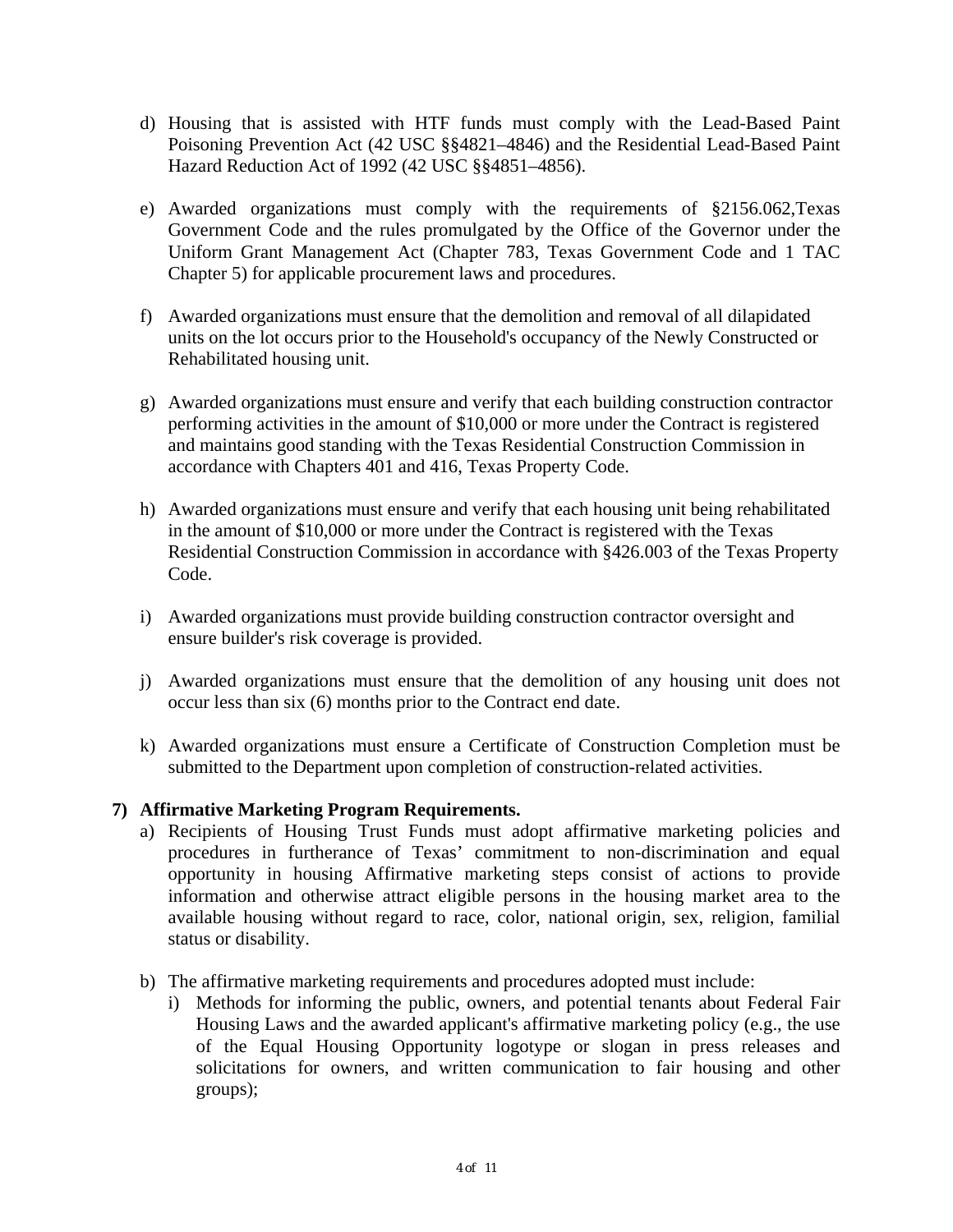d) Housing that is assisted with HTF funds must comply with the Lead-Based Paint Poisoning Prevention Act (42 USC §§4821–4846) and the Residential Lead-Based Paint Hazard Reduction Act of 1992 (42 USC §§4851–4856).

e) Awarded organizations must comply with the requirements of §2156.062,Texas Government Code and the rules promulgated by the Office of the Governor under the Uniform Grant Management Act (Chapter 783, Texas Government Code and 1 TAC Chapter 5) for applicable procurement laws and procedures.

f) Awarded organizations must ensure that the demolition and removal of all dilapidated units on the lot occurs prior to the Household's occupancy of the Newly Constructed or Rehabilitated housing unit.

g) Awarded organizations must ensure and verify that each building construction contractor performing activities in the amount of $10,000 or more under the Contract is registered and maintains good standing with the Texas Residential Construction Commission in accordance with Chapters 401 and 416, Texas Property Code.

h) Awarded organizations must ensure and verify that each housing unit being rehabilitated in the amount of $10,000 or more under the Contract is registered with the Texas Residential Construction Commission in accordance with §426.003 of the Texas Property Code.

i) Awarded organizations must provide building construction contractor oversight and ensure builder's risk coverage is provided.

j) Awarded organizations must ensure that the demolition of any housing unit does not occur less than six (6) months prior to the Contract end date.

k) Awarded organizations must ensure a Certificate of Construction Completion must be submitted to the Department upon completion of construction-related activities.

**7) Affirmative Marketing Program Requirements.**

a) Recipients of Housing Trust Funds must adopt affirmative marketing policies and procedures in furtherance of Texas' commitment to non-discrimination and equal opportunity in housing Affirmative marketing steps consist of actions to provide information and otherwise attract eligible persons in the housing market area to the available housing without regard to race, color, national origin, sex, religion, familial status or disability.

b) The affirmative marketing requirements and procedures adopted must include:

   i) Methods for informing the public, owners, and potential tenants about Federal Fair Housing Laws and the awarded applicant's affirmative marketing policy (e.g., the use of the Equal Housing Opportunity logotype or slogan in press releases and solicitations for owners, and written communication to fair housing and other groups);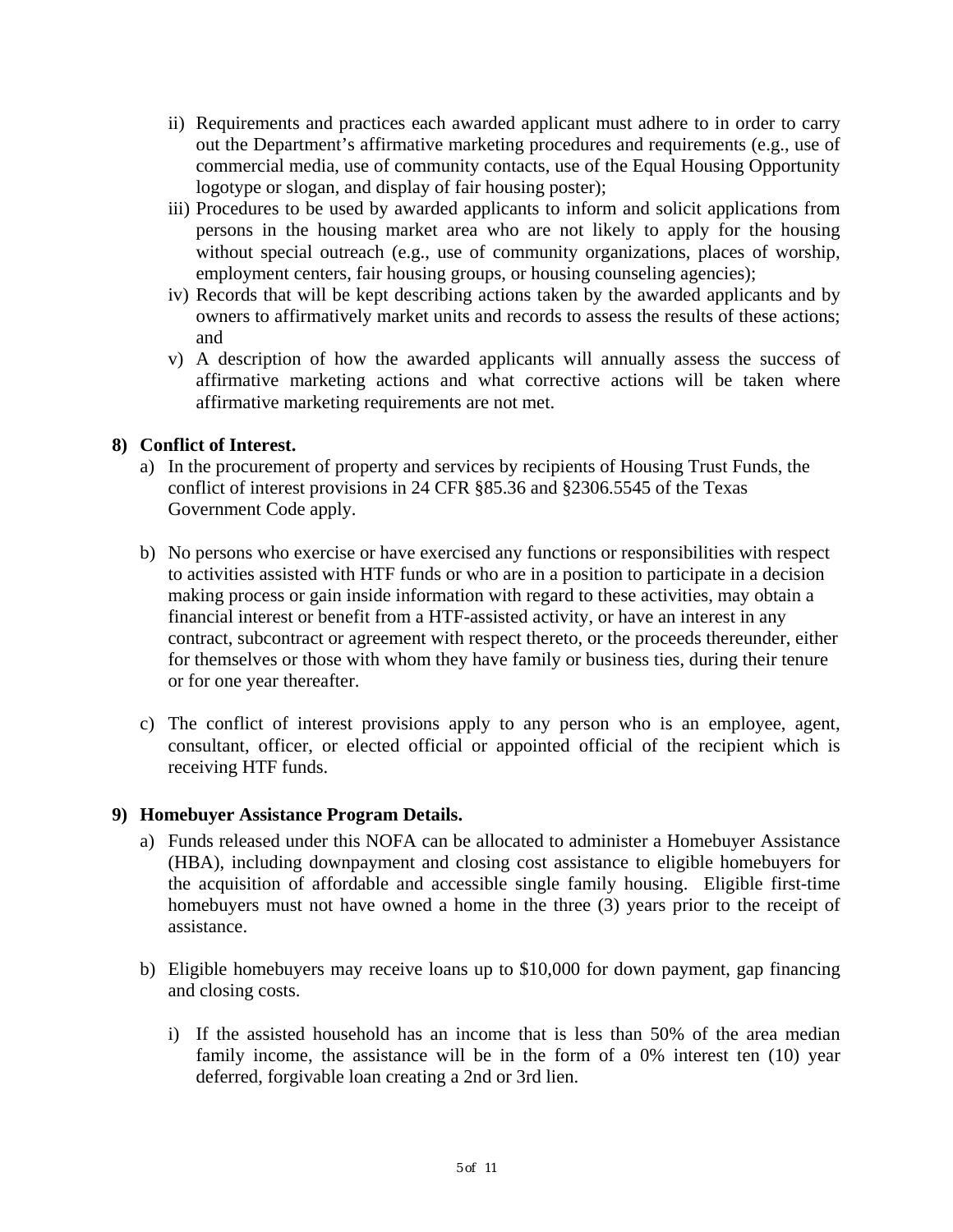ii) Requirements and practices each awarded applicant must adhere to in order to carry out the Department's affirmative marketing procedures and requirements (e.g., use of commercial media, use of community contacts, use of the Equal Housing Opportunity logotype or slogan, and display of fair housing poster);

iii) Procedures to be used by awarded applicants to inform and solicit applications from persons in the housing market area who are not likely to apply for the housing without special outreach (e.g., use of community organizations, places of worship, employment centers, fair housing groups, or housing counseling agencies);

iv) Records that will be kept describing actions taken by the awarded applicants and by owners to affirmatively market units and records to assess the results of these actions; and

v) A description of how the awarded applicants will annually assess the success of affirmative marketing actions and what corrective actions will be taken where affirmative marketing requirements are not met.

**8) Conflict of Interest.**

a) In the procurement of property and services by recipients of Housing Trust Funds, the conflict of interest provisions in 24 CFR §85.36 and §2306.5545 of the Texas Government Code apply.

b) No persons who exercise or have exercised any functions or responsibilities with respect to activities assisted with HTF funds or who are in a position to participate in a decision making process or gain inside information with regard to these activities, may obtain a financial interest or benefit from a HTF-assisted activity, or have an interest in any contract, subcontract or agreement with respect thereto, or the proceeds thereunder, either for themselves or those with whom they have family or business ties, during their tenure or for one year thereafter.

c) The conflict of interest provisions apply to any person who is an employee, agent, consultant, officer, or elected official or appointed official of the recipient which is receiving HTF funds.

**9) Homebuyer Assistance Program Details.**

a) Funds released under this NOFA can be allocated to administer a Homebuyer Assistance (HBA), including downpayment and closing cost assistance to eligible homebuyers for the acquisition of affordable and accessible single family housing. Eligible first-time homebuyers must not have owned a home in the three (3) years prior to the receipt of assistance.

b) Eligible homebuyers may receive loans up to $10,000 for down payment, gap financing and closing costs.

i) If the assisted household has an income that is less than 50% of the area median family income, the assistance will be in the form of a 0% interest ten (10) year deferred, forgivable loan creating a 2nd or 3rd lien.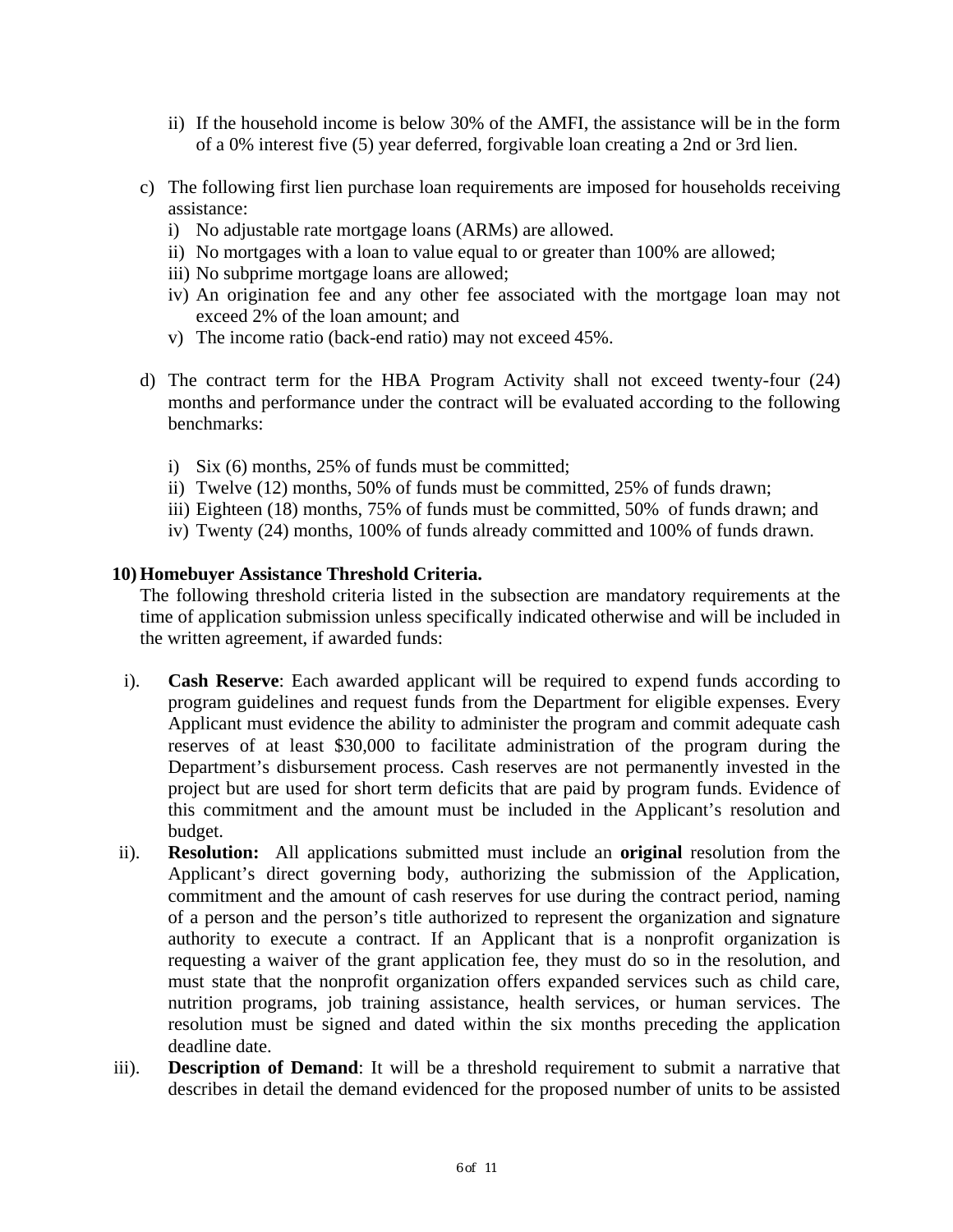ii) If the household income is below 30% of the AMFI, the assistance will be in the form of a 0% interest five (5) year deferred, forgivable loan creating a 2nd or 3rd lien.

c) The following first lien purchase loan requirements are imposed for households receiving assistance:
   i) No adjustable rate mortgage loans (ARMs) are allowed.
   ii) No mortgages with a loan to value equal to or greater than 100% are allowed;
   iii) No subprime mortgage loans are allowed;
   iv) An origination fee and any other fee associated with the mortgage loan may not exceed 2% of the loan amount; and
   v) The income ratio (back-end ratio) may not exceed 45%.

d) The contract term for the HBA Program Activity shall not exceed twenty-four (24) months and performance under the contract will be evaluated according to the following benchmarks:

   i) Six (6) months, 25% of funds must be committed;
   ii) Twelve (12) months, 50% of funds must be committed, 25% of funds drawn;
   iii) Eighteen (18) months, 75% of funds must be committed, 50% of funds drawn; and
   iv) Twenty (24) months, 100% of funds already committed and 100% of funds drawn.

**10) Homebuyer Assistance Threshold Criteria.**

The following threshold criteria listed in the subsection are mandatory requirements at the time of application submission unless specifically indicated otherwise and will be included in the written agreement, if awarded funds:

i). **Cash Reserve**: Each awarded applicant will be required to expend funds according to program guidelines and request funds from the Department for eligible expenses. Every Applicant must evidence the ability to administer the program and commit adequate cash reserves of at least $30,000 to facilitate administration of the program during the Department's disbursement process. Cash reserves are not permanently invested in the project but are used for short term deficits that are paid by program funds. Evidence of this commitment and the amount must be included in the Applicant's resolution and budget.

ii). **Resolution:** All applications submitted must include an **original** resolution from the Applicant's direct governing body, authorizing the submission of the Application, commitment and the amount of cash reserves for use during the contract period, naming of a person and the person's title authorized to represent the organization and signature authority to execute a contract. If an Applicant that is a nonprofit organization is requesting a waiver of the grant application fee, they must do so in the resolution, and must state that the nonprofit organization offers expanded services such as child care, nutrition programs, job training assistance, health services, or human services. The resolution must be signed and dated within the six months preceding the application deadline date.

iii). **Description of Demand**: It will be a threshold requirement to submit a narrative that describes in detail the demand evidenced for the proposed number of units to be assisted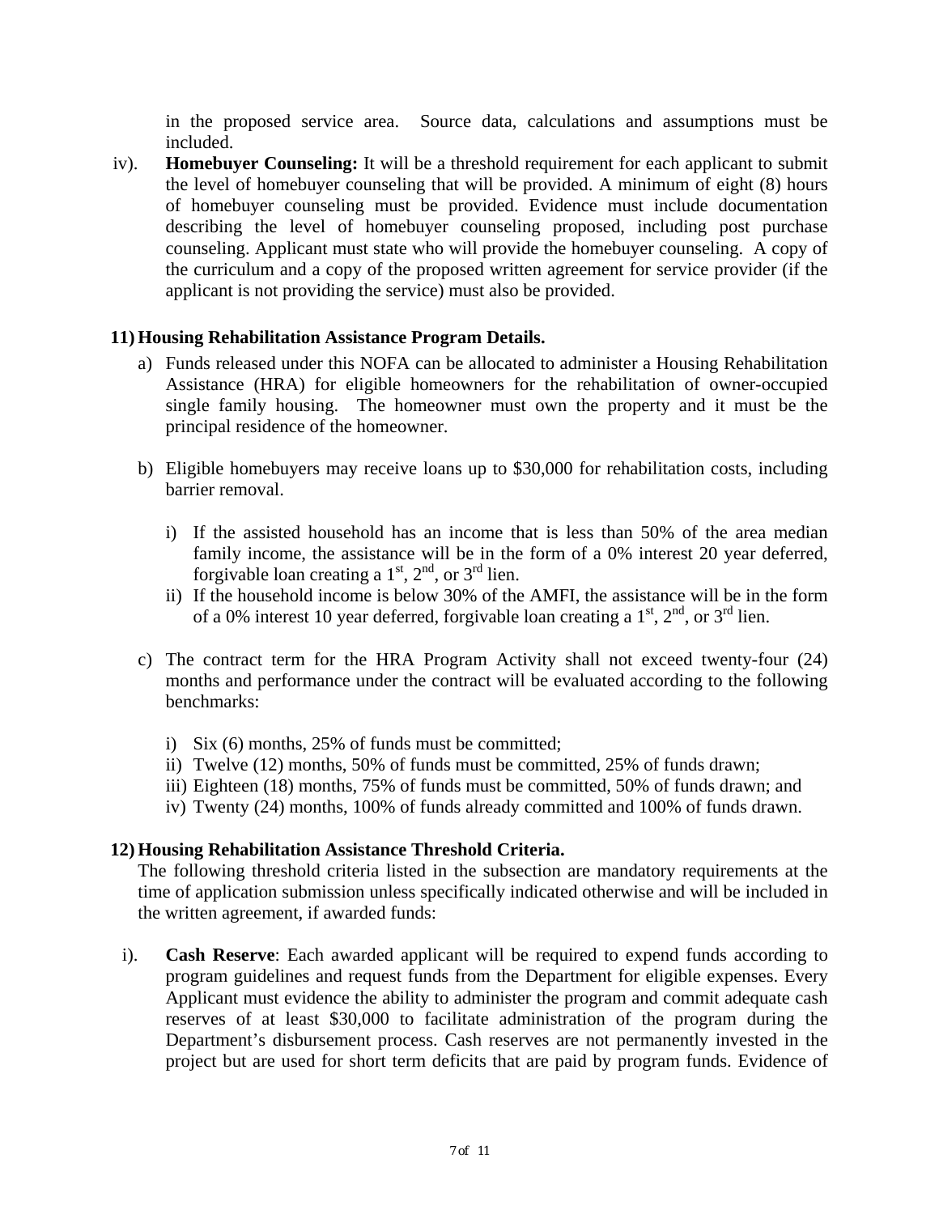in the proposed service area. Source data, calculations and assumptions must be included.

iv). **Homebuyer Counseling:** It will be a threshold requirement for each applicant to submit the level of homebuyer counseling that will be provided. A minimum of eight (8) hours of homebuyer counseling must be provided. Evidence must include documentation describing the level of homebuyer counseling proposed, including post purchase counseling. Applicant must state who will provide the homebuyer counseling. A copy of the curriculum and a copy of the proposed written agreement for service provider (if the applicant is not providing the service) must also be provided.

**11) Housing Rehabilitation Assistance Program Details.**

a) Funds released under this NOFA can be allocated to administer a Housing Rehabilitation Assistance (HRA) for eligible homeowners for the rehabilitation of owner-occupied single family housing. The homeowner must own the property and it must be the principal residence of the homeowner.

b) Eligible homebuyers may receive loans up to $30,000 for rehabilitation costs, including barrier removal.

   i) If the assisted household has an income that is less than 50% of the area median family income, the assistance will be in the form of a 0% interest 20 year deferred, forgivable loan creating a 1st, 2nd, or 3rd lien.
   ii) If the household income is below 30% of the AMFI, the assistance will be in the form of a 0% interest 10 year deferred, forgivable loan creating a 1st, 2nd, or 3rd lien.

c) The contract term for the HRA Program Activity shall not exceed twenty-four (24) months and performance under the contract will be evaluated according to the following benchmarks:

   i) Six (6) months, 25% of funds must be committed;
   ii) Twelve (12) months, 50% of funds must be committed, 25% of funds drawn;
   iii) Eighteen (18) months, 75% of funds must be committed, 50% of funds drawn; and
   iv) Twenty (24) months, 100% of funds already committed and 100% of funds drawn.

**12) Housing Rehabilitation Assistance Threshold Criteria.**

The following threshold criteria listed in the subsection are mandatory requirements at the time of application submission unless specifically indicated otherwise and will be included in the written agreement, if awarded funds:

i). **Cash Reserve**: Each awarded applicant will be required to expend funds according to program guidelines and request funds from the Department for eligible expenses. Every Applicant must evidence the ability to administer the program and commit adequate cash reserves of at least $30,000 to facilitate administration of the program during the Department's disbursement process. Cash reserves are not permanently invested in the project but are used for short term deficits that are paid by program funds. Evidence of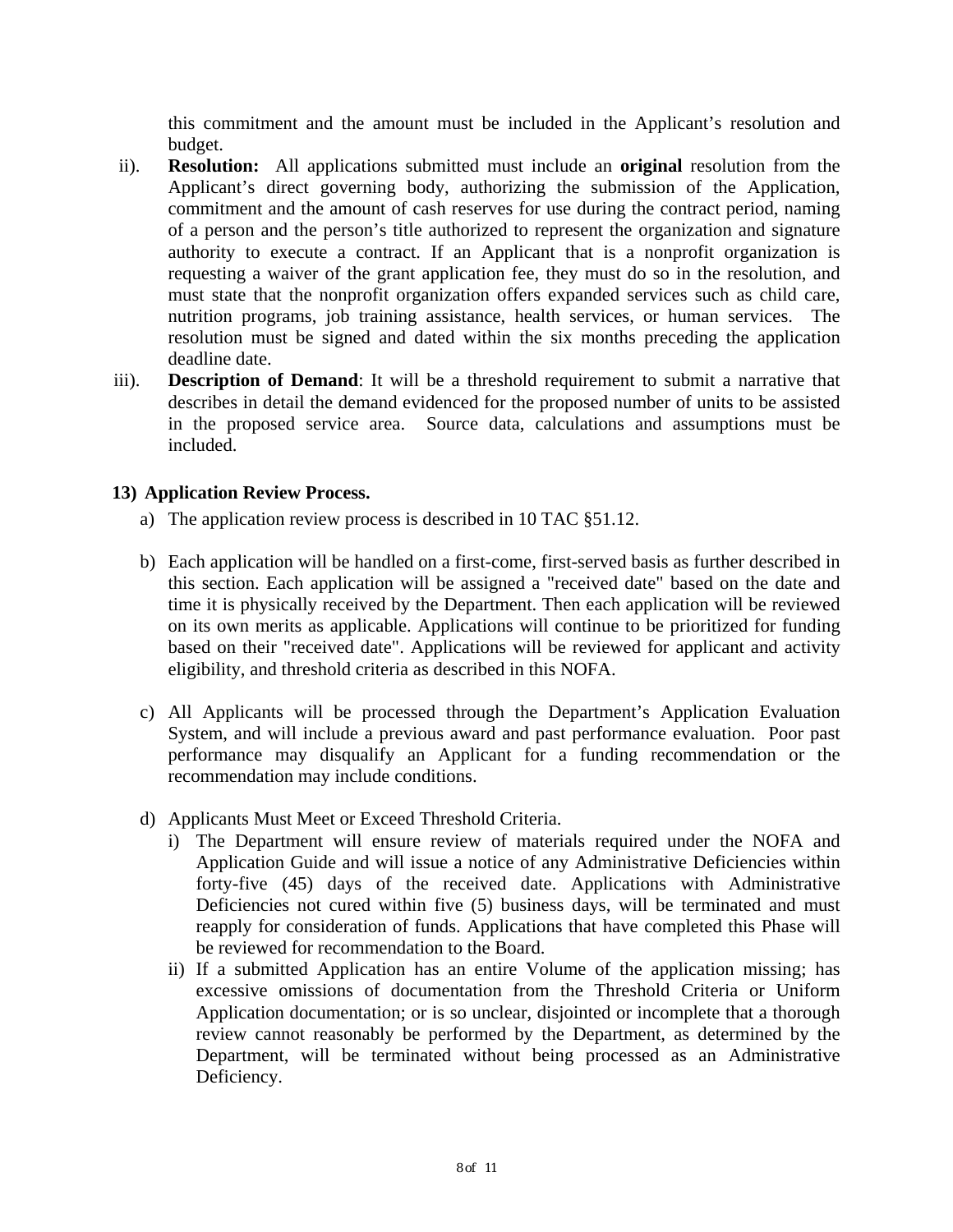this commitment and the amount must be included in the Applicant's resolution and budget.

ii). **Resolution:** All applications submitted must include an **original** resolution from the Applicant's direct governing body, authorizing the submission of the Application, commitment and the amount of cash reserves for use during the contract period, naming of a person and the person's title authorized to represent the organization and signature authority to execute a contract. If an Applicant that is a nonprofit organization is requesting a waiver of the grant application fee, they must do so in the resolution, and must state that the nonprofit organization offers expanded services such as child care, nutrition programs, job training assistance, health services, or human services. The resolution must be signed and dated within the six months preceding the application deadline date.

iii). **Description of Demand**: It will be a threshold requirement to submit a narrative that describes in detail the demand evidenced for the proposed number of units to be assisted in the proposed service area. Source data, calculations and assumptions must be included.

**13) Application Review Process.**

a) The application review process is described in 10 TAC §51.12.

b) Each application will be handled on a first-come, first-served basis as further described in this section. Each application will be assigned a "received date" based on the date and time it is physically received by the Department. Then each application will be reviewed on its own merits as applicable. Applications will continue to be prioritized for funding based on their "received date". Applications will be reviewed for applicant and activity eligibility, and threshold criteria as described in this NOFA.

c) All Applicants will be processed through the Department's Application Evaluation System, and will include a previous award and past performance evaluation. Poor past performance may disqualify an Applicant for a funding recommendation or the recommendation may include conditions.

d) Applicants Must Meet or Exceed Threshold Criteria.

   i) The Department will ensure review of materials required under the NOFA and Application Guide and will issue a notice of any Administrative Deficiencies within forty-five (45) days of the received date. Applications with Administrative Deficiencies not cured within five (5) business days, will be terminated and must reapply for consideration of funds. Applications that have completed this Phase will be reviewed for recommendation to the Board.

   ii) If a submitted Application has an entire Volume of the application missing; has excessive omissions of documentation from the Threshold Criteria or Uniform Application documentation; or is so unclear, disjointed or incomplete that a thorough review cannot reasonably be performed by the Department, as determined by the Department, will be terminated without being processed as an Administrative Deficiency.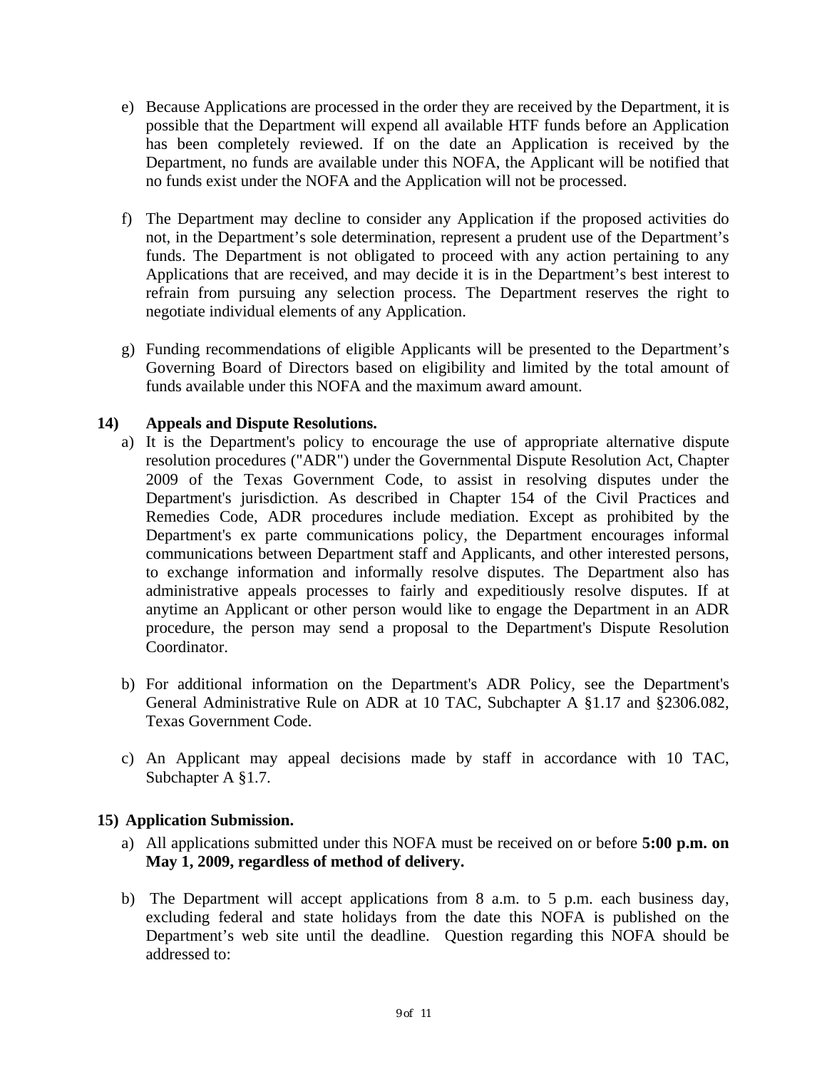e) Because Applications are processed in the order they are received by the Department, it is possible that the Department will expend all available HTF funds before an Application has been completely reviewed. If on the date an Application is received by the Department, no funds are available under this NOFA, the Applicant will be notified that no funds exist under the NOFA and the Application will not be processed.

f) The Department may decline to consider any Application if the proposed activities do not, in the Department's sole determination, represent a prudent use of the Department's funds. The Department is not obligated to proceed with any action pertaining to any Applications that are received, and may decide it is in the Department's best interest to refrain from pursuing any selection process. The Department reserves the right to negotiate individual elements of any Application.

g) Funding recommendations of eligible Applicants will be presented to the Department's Governing Board of Directors based on eligibility and limited by the total amount of funds available under this NOFA and the maximum award amount.

**14) Appeals and Dispute Resolutions.**

a) It is the Department's policy to encourage the use of appropriate alternative dispute resolution procedures ("ADR") under the Governmental Dispute Resolution Act, Chapter 2009 of the Texas Government Code, to assist in resolving disputes under the Department's jurisdiction. As described in Chapter 154 of the Civil Practices and Remedies Code, ADR procedures include mediation. Except as prohibited by the Department's ex parte communications policy, the Department encourages informal communications between Department staff and Applicants, and other interested persons, to exchange information and informally resolve disputes. The Department also has administrative appeals processes to fairly and expeditiously resolve disputes. If at anytime an Applicant or other person would like to engage the Department in an ADR procedure, the person may send a proposal to the Department's Dispute Resolution Coordinator.

b) For additional information on the Department's ADR Policy, see the Department's General Administrative Rule on ADR at 10 TAC, Subchapter A §1.17 and §2306.082, Texas Government Code.

c) An Applicant may appeal decisions made by staff in accordance with 10 TAC, Subchapter A §1.7.

**15) Application Submission.**

a) All applications submitted under this NOFA must be received on or before **5:00 p.m. on May 1, 2009, regardless of method of delivery.**

b) The Department will accept applications from 8 a.m. to 5 p.m. each business day, excluding federal and state holidays from the date this NOFA is published on the Department's web site until the deadline. Question regarding this NOFA should be addressed to: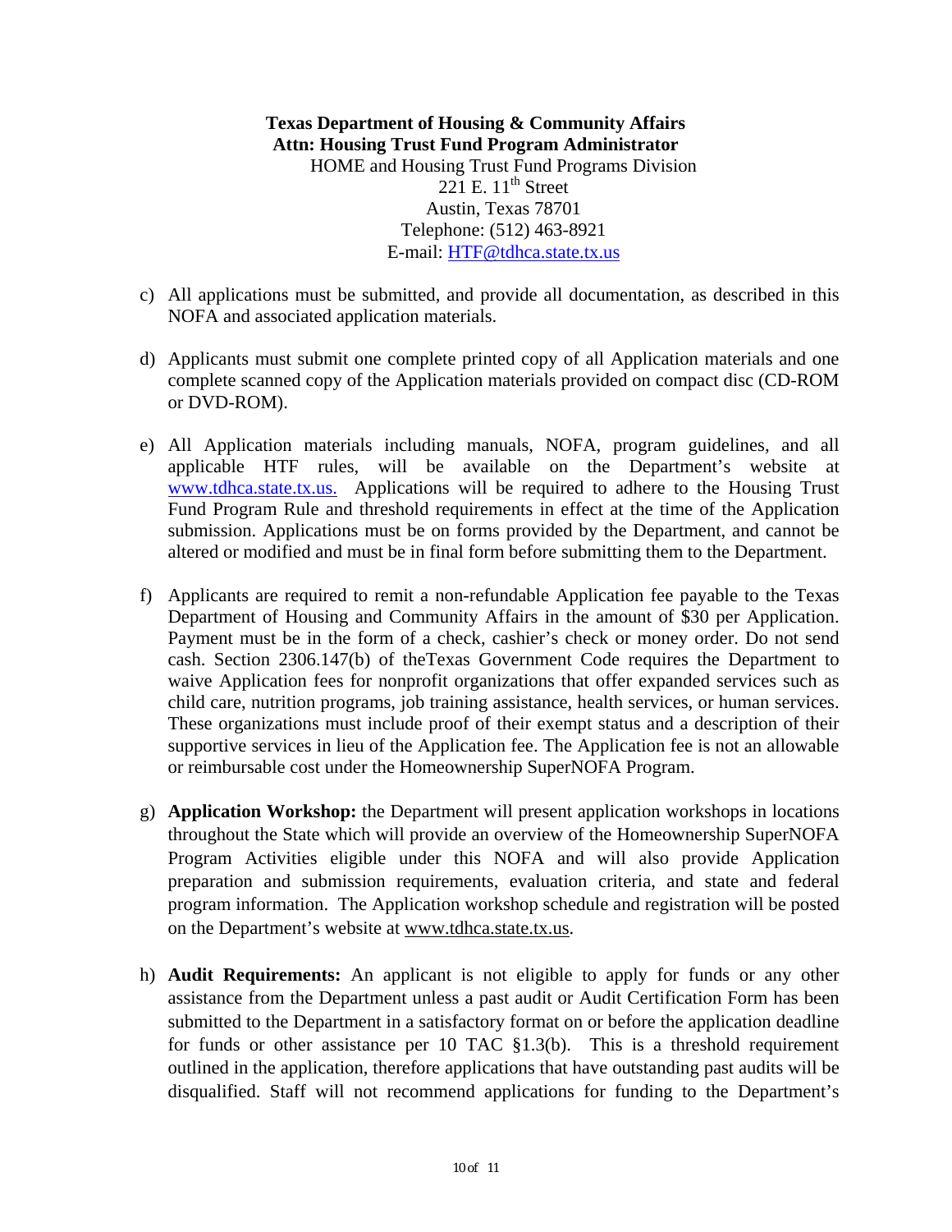**Texas Department of Housing & Community Affairs**
**Attn: Housing Trust Fund Program Administrator**
HOME and Housing Trust Fund Programs Division
221 E. 11th Street
Austin, Texas 78701
Telephone: (512) 463-8921
E-mail: HTF@tdhca.state.tx.us

c) All applications must be submitted, and provide all documentation, as described in this NOFA and associated application materials.

d) Applicants must submit one complete printed copy of all Application materials and one complete scanned copy of the Application materials provided on compact disc (CD-ROM or DVD-ROM).

e) All Application materials including manuals, NOFA, program guidelines, and all applicable HTF rules, will be available on the Department's website at www.tdhca.state.tx.us. Applications will be required to adhere to the Housing Trust Fund Program Rule and threshold requirements in effect at the time of the Application submission. Applications must be on forms provided by the Department, and cannot be altered or modified and must be in final form before submitting them to the Department.

f) Applicants are required to remit a non-refundable Application fee payable to the Texas Department of Housing and Community Affairs in the amount of $30 per Application. Payment must be in the form of a check, cashier's check or money order. Do not send cash. Section 2306.147(b) of theTexas Government Code requires the Department to waive Application fees for nonprofit organizations that offer expanded services such as child care, nutrition programs, job training assistance, health services, or human services. These organizations must include proof of their exempt status and a description of their supportive services in lieu of the Application fee. The Application fee is not an allowable or reimbursable cost under the Homeownership SuperNOFA Program.

g) **Application Workshop:** the Department will present application workshops in locations throughout the State which will provide an overview of the Homeownership SuperNOFA Program Activities eligible under this NOFA and will also provide Application preparation and submission requirements, evaluation criteria, and state and federal program information. The Application workshop schedule and registration will be posted on the Department's website at www.tdhca.state.tx.us.

h) **Audit Requirements:** An applicant is not eligible to apply for funds or any other assistance from the Department unless a past audit or Audit Certification Form has been submitted to the Department in a satisfactory format on or before the application deadline for funds or other assistance per 10 TAC §1.3(b). This is a threshold requirement outlined in the application, therefore applications that have outstanding past audits will be disqualified. Staff will not recommend applications for funding to the Department's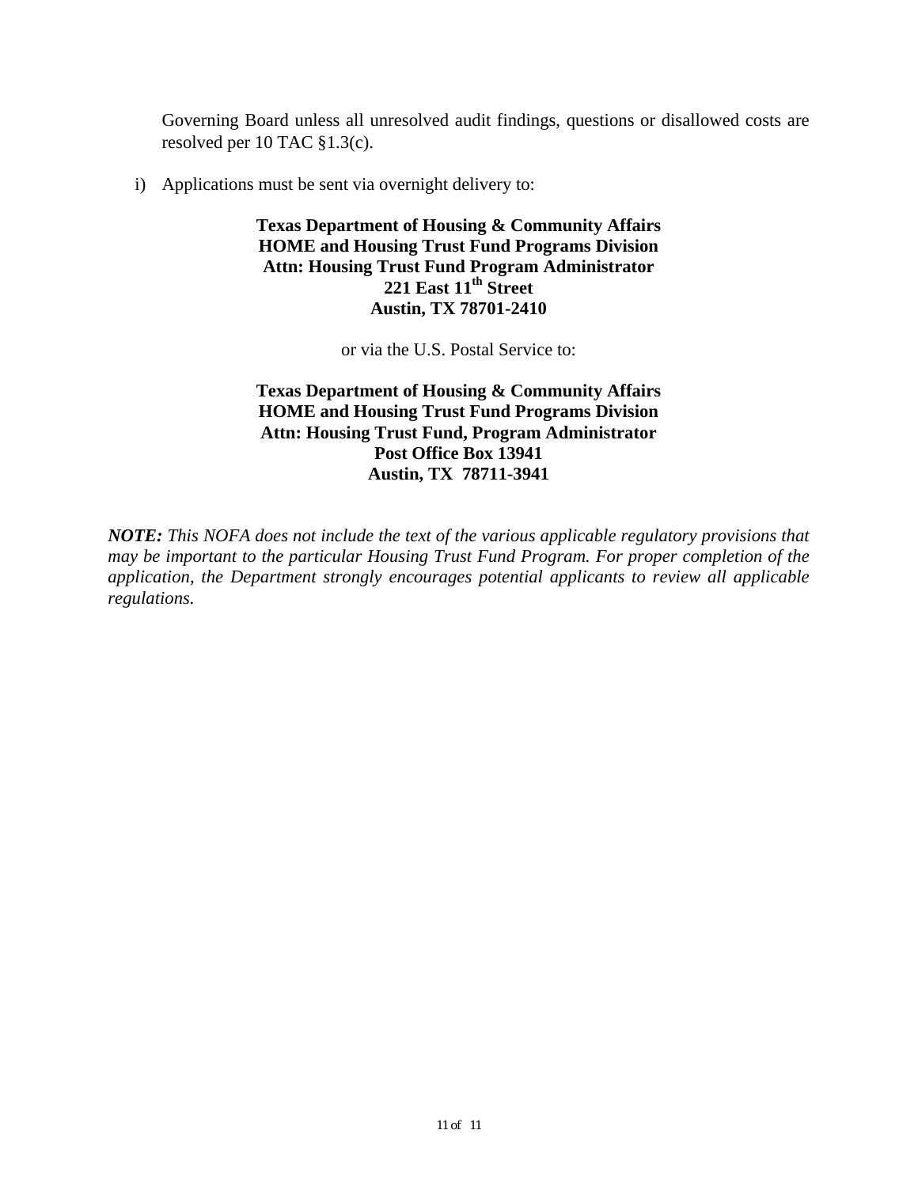Governing Board unless all unresolved audit findings, questions or disallowed costs are resolved per 10 TAC §1.3(c).

i) Applications must be sent via overnight delivery to:

**Texas Department of Housing & Community Affairs**
**HOME and Housing Trust Fund Programs Division**
**Attn: Housing Trust Fund Program Administrator**
**221 East 11th Street**
**Austin, TX 78701-2410**

or via the U.S. Postal Service to:

**Texas Department of Housing & Community Affairs**
**HOME and Housing Trust Fund Programs Division**
**Attn: Housing Trust Fund, Program Administrator**
**Post Office Box 13941**
**Austin, TX 78711-3941**

***NOTE:*** *This NOFA does not include the text of the various applicable regulatory provisions that may be important to the particular Housing Trust Fund Program. For proper completion of the application, the Department strongly encourages potential applicants to review all applicable regulations.*